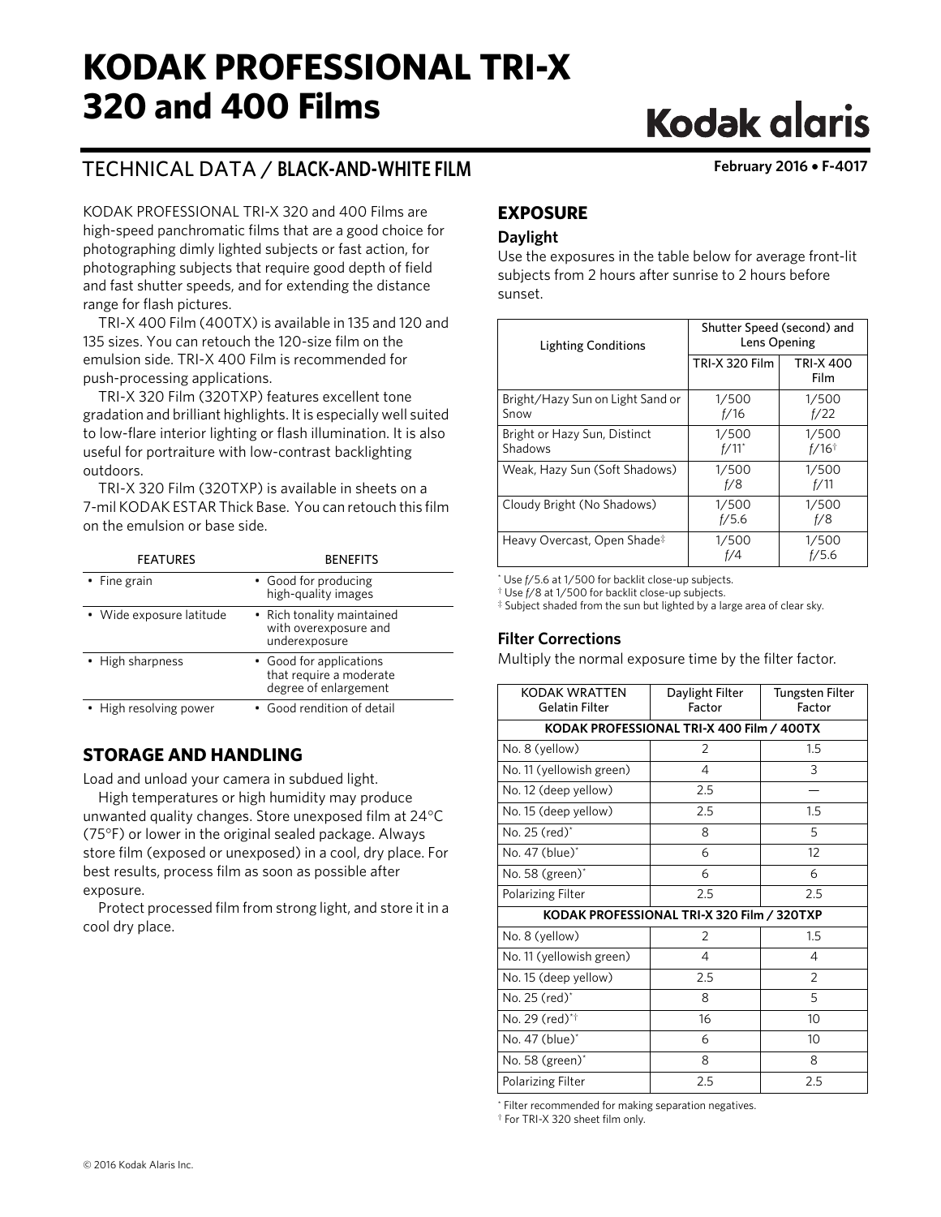# KODAK PROFESSIONAL TRI-X 320 and 400 Films

Kodak alaris

## TECHNICAL DATA / BLACK-AND-WHITE FILM

**February 2016 • F-4017**

KODAK PROFESSIONAL TRI-X 320 and 400 Films are high-speed panchromatic films that are a good choice for photographing dimly lighted subjects or fast action, for photographing subjects that require good depth of field and fast shutter speeds, and for extending the distance range for flash pictures.

TRI-X 400 Film (400TX) is available in 135 and 120 and 135 sizes. You can retouch the 120-size film on the emulsion side. TRI-X 400 Film is recommended for push-processing applications.

TRI-X 320 Film (320TXP) features excellent tone gradation and brilliant highlights. It is especially well suited to low-flare interior lighting or flash illumination. It is also useful for portraiture with low-contrast backlighting outdoors.

TRI-X 320 Film (320TXP) is available in sheets on a 7-mil KODAK ESTAR Thick Base. You can retouch this film on the emulsion or base side.

| FEATURES | BENEFITS |
|---|---|
| • Fine grain | • Good for producing high-quality images |
| • Wide exposure latitude | • Rich tonality maintained with overexposure and underexposure |
| • High sharpness | • Good for applications that require a moderate degree of enlargement |
| • High resolving power | • Good rendition of detail |

## STORAGE AND HANDLING

Load and unload your camera in subdued light.

High temperatures or high humidity may produce unwanted quality changes. Store unexposed film at 24°C (75°F) or lower in the original sealed package. Always store film (exposed or unexposed) in a cool, dry place. For best results, process film as soon as possible after exposure.

Protect processed film from strong light, and store it in a cool dry place.

## EXPOSURE

### Daylight

Use the exposures in the table below for average front-lit subjects from 2 hours after sunrise to 2 hours before sunset.

| Lighting Conditions | Shutter Speed (second) and Lens Opening | |
|---|---|---|
| | TRI-X 320 Film | TRI-X 400 Film |
| Bright/Hazy Sun on Light Sand or Snow | 1/500 f/16 | 1/500 f/22 |
| Bright or Hazy Sun, Distinct Shadows | 1/500 f/11* | 1/500 f/16† |
| Weak, Hazy Sun (Soft Shadows) | 1/500 f/8 | 1/500 f/11 |
| Cloudy Bright (No Shadows) | 1/500 f/5.6 | 1/500 f/8 |
| Heavy Overcast, Open Shade‡ | 1/500 f/4 | 1/500 f/5.6 |

\* Use f/5.6 at 1/500 for backlit close-up subjects.
† Use f/8 at 1/500 for backlit close-up subjects.
‡ Subject shaded from the sun but lighted by a large area of clear sky.

### Filter Corrections

Multiply the normal exposure time by the filter factor.

| KODAK WRATTEN Gelatin Filter | Daylight Filter Factor | Tungsten Filter Factor |
|---|---|---|
| **KODAK PROFESSIONAL TRI-X 400 Film / 400TX** | | |
| No. 8 (yellow) | 2 | 1.5 |
| No. 11 (yellowish green) | 4 | 3 |
| No. 12 (deep yellow) | 2.5 | — |
| No. 15 (deep yellow) | 2.5 | 1.5 |
| No. 25 (red)* | 8 | 5 |
| No. 47 (blue)* | 6 | 12 |
| No. 58 (green)* | 6 | 6 |
| Polarizing Filter | 2.5 | 2.5 |
| **KODAK PROFESSIONAL TRI-X 320 Film / 320TXP** | | |
| No. 8 (yellow) | 2 | 1.5 |
| No. 11 (yellowish green) | 4 | 4 |
| No. 15 (deep yellow) | 2.5 | 2 |
| No. 25 (red)* | 8 | 5 |
| No. 29 (red)*† | 16 | 10 |
| No. 47 (blue)* | 6 | 10 |
| No. 58 (green)* | 8 | 8 |
| Polarizing Filter | 2.5 | 2.5 |

\* Filter recommended for making separation negatives.
† For TRI-X 320 sheet film only.

© 2016 Kodak Alaris Inc.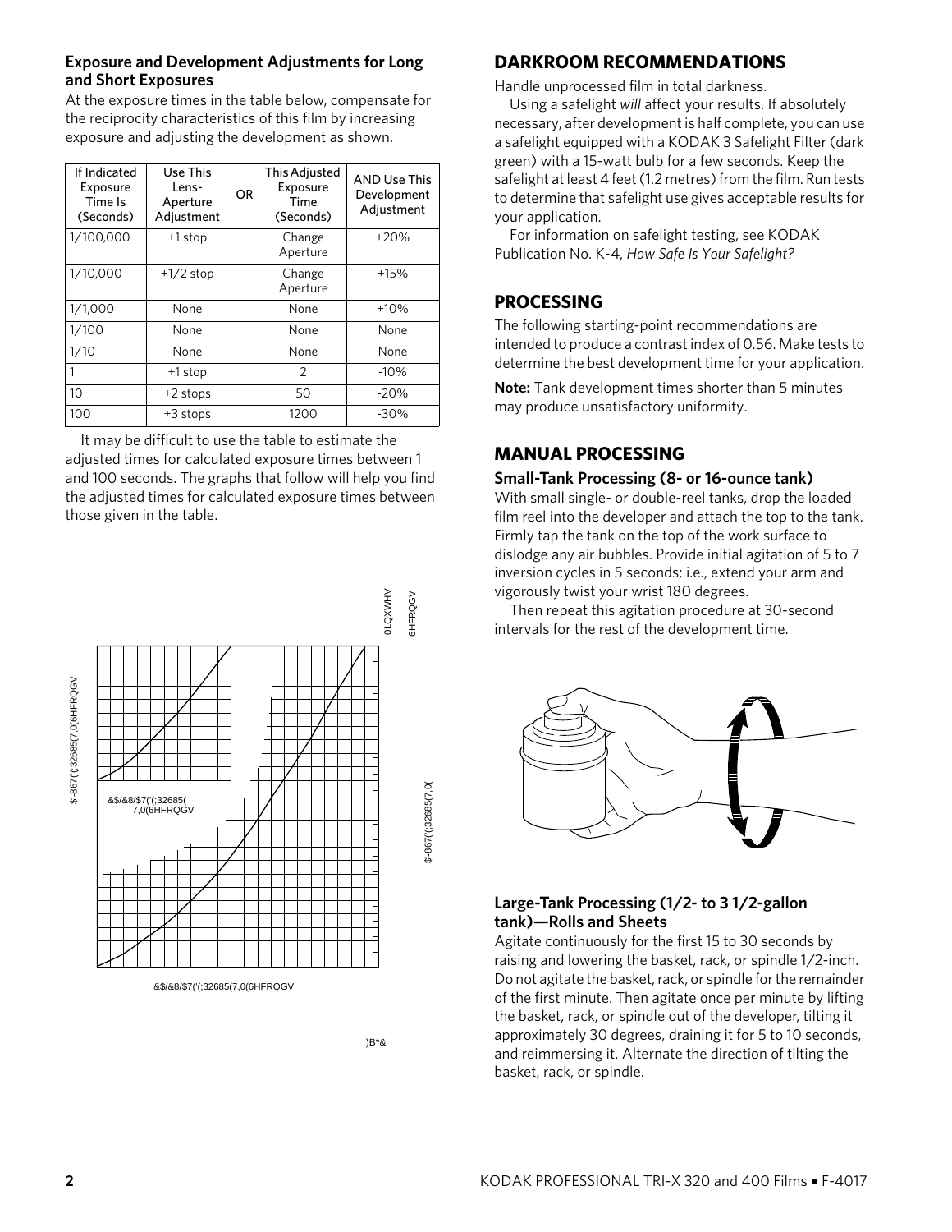### Exposure and Development Adjustments for Long and Short Exposures

At the exposure times in the table below, compensate for the reciprocity characteristics of this film by increasing exposure and adjusting the development as shown.

| If Indicated Exposure Time Is (Seconds) | Use This Lens-Aperture Adjustment | OR | This Adjusted Exposure Time (Seconds) | AND Use This Development Adjustment |
|---|---|---|---|---|
| 1/100,000 | +1 stop | | Change Aperture | +20% |
| 1/10,000 | +1/2 stop | | Change Aperture | +15% |
| 1/1,000 | None | | None | +10% |
| 1/100 | None | | None | None |
| 1/10 | None | | None | None |
| 1 | +1 stop | | 2 | -10% |
| 10 | +2 stops | | 50 | -20% |
| 100 | +3 stops | | 1200 | -30% |

It may be difficult to use the table to estimate the adjusted times for calculated exposure times between 1 and 100 seconds. The graphs that follow will help you find the adjusted times for calculated exposure times between those given in the table.

## DARKROOM RECOMMENDATIONS

Handle unprocessed film in total darkness.

Using a safelight *will* affect your results. If absolutely necessary, after development is half complete, you can use a safelight equipped with a KODAK 3 Safelight Filter (dark green) with a 15-watt bulb for a few seconds. Keep the safelight at least 4 feet (1.2 metres) from the film. Run tests to determine that safelight use gives acceptable results for your application.

For information on safelight testing, see KODAK Publication No. K-4, *How Safe Is Your Safelight?*

## PROCESSING

The following starting-point recommendations are intended to produce a contrast index of 0.56. Make tests to determine the best development time for your application.

**Note:** Tank development times shorter than 5 minutes may produce unsatisfactory uniformity.

## MANUAL PROCESSING

### Small-Tank Processing (8- or 16-ounce tank)

With small single- or double-reel tanks, drop the loaded film reel into the developer and attach the top to the tank. Firmly tap the tank on the top of the work surface to dislodge any air bubbles. Provide initial agitation of 5 to 7 inversion cycles in 5 seconds; i.e., extend your arm and vigorously twist your wrist 180 degrees.

Then repeat this agitation procedure at 30-second intervals for the rest of the development time.

### Large-Tank Processing (1/2- to 3 1/2-gallon tank)—Rolls and Sheets

Agitate continuously for the first 15 to 30 seconds by raising and lowering the basket, rack, or spindle 1/2-inch. Do not agitate the basket, rack, or spindle for the remainder of the first minute. Then agitate once per minute by lifting the basket, rack, or spindle out of the developer, tilting it approximately 30 degrees, draining it for 5 to 10 seconds, and reimmersing it. Alternate the direction of tilting the basket, rack, or spindle.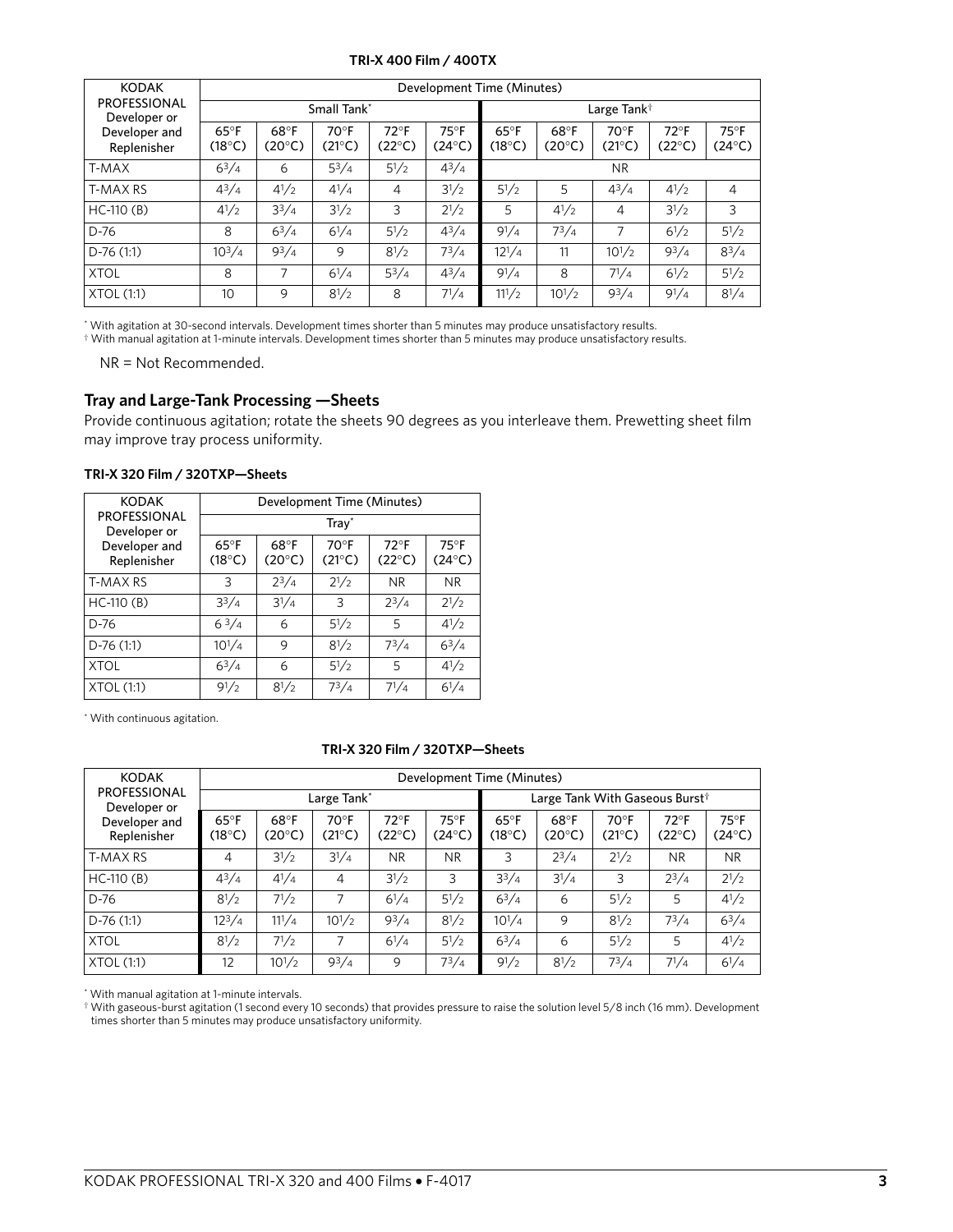**TRI-X 400 Film / 400TX**

| KODAK PROFESSIONAL Developer or Developer and Replenisher | Development Time (Minutes) | | | | | | | | | |
|---|---|---|---|---|---|---|---|---|---|---|
| | Small Tank* | | | | | Large Tank† | | | | |
| | 65°F (18°C) | 68°F (20°C) | 70°F (21°C) | 72°F (22°C) | 75°F (24°C) | 65°F (18°C) | 68°F (20°C) | 70°F (21°C) | 72°F (22°C) | 75°F (24°C) |
| T-MAX | 6 3/4 | 6 | 5 3/4 | 5 1/2 | 4 3/4 | NR | | | | |
| T-MAX RS | 4 3/4 | 4 1/2 | 4 1/4 | 4 | 3 1/2 | 5 1/2 | 5 | 4 3/4 | 4 1/2 | 4 |
| HC-110 (B) | 4 1/2 | 3 3/4 | 3 1/2 | 3 | 2 1/2 | 5 | 4 1/2 | 4 | 3 1/2 | 3 |
| D-76 | 8 | 6 3/4 | 6 1/4 | 5 1/2 | 4 3/4 | 9 1/4 | 7 3/4 | 7 | 6 1/2 | 5 1/2 |
| D-76 (1:1) | 10 3/4 | 9 3/4 | 9 | 8 1/2 | 7 3/4 | 12 1/4 | 11 | 10 1/2 | 9 3/4 | 8 3/4 |
| XTOL | 8 | 7 | 6 1/4 | 5 3/4 | 4 3/4 | 9 1/4 | 8 | 7 1/4 | 6 1/2 | 5 1/2 |
| XTOL (1:1) | 10 | 9 | 8 1/2 | 8 | 7 1/4 | 11 1/2 | 10 1/2 | 9 3/4 | 9 1/4 | 8 1/4 |

* With agitation at 30-second intervals. Development times shorter than 5 minutes may produce unsatisfactory results.
† With manual agitation at 1-minute intervals. Development times shorter than 5 minutes may produce unsatisfactory results.

NR = Not Recommended.

## Tray and Large-Tank Processing —Sheets

Provide continuous agitation; rotate the sheets 90 degrees as you interleave them. Prewetting sheet film may improve tray process uniformity.

**TRI-X 320 Film / 320TXP—Sheets**

| KODAK PROFESSIONAL Developer or Developer and Replenisher | Development Time (Minutes) | | | | |
|---|---|---|---|---|---|
| | Tray* | | | | |
| | 65°F (18°C) | 68°F (20°C) | 70°F (21°C) | 72°F (22°C) | 75°F (24°C) |
| T-MAX RS | 3 | 2 3/4 | 2 1/2 | NR | NR |
| HC-110 (B) | 3 3/4 | 3 1/4 | 3 | 2 3/4 | 2 1/2 |
| D-76 | 6 3/4 | 6 | 5 1/2 | 5 | 4 1/2 |
| D-76 (1:1) | 10 1/4 | 9 | 8 1/2 | 7 3/4 | 6 3/4 |
| XTOL | 6 3/4 | 6 | 5 1/2 | 5 | 4 1/2 |
| XTOL (1:1) | 9 1/2 | 8 1/2 | 7 3/4 | 7 1/4 | 6 1/4 |

* With continuous agitation.

**TRI-X 320 Film / 320TXP—Sheets**

| KODAK PROFESSIONAL Developer or Developer and Replenisher | Development Time (Minutes) | | | | | | | | | |
|---|---|---|---|---|---|---|---|---|---|---|
| | Large Tank* | | | | | Large Tank With Gaseous Burst† | | | | |
| | 65°F (18°C) | 68°F (20°C) | 70°F (21°C) | 72°F (22°C) | 75°F (24°C) | 65°F (18°C) | 68°F (20°C) | 70°F (21°C) | 72°F (22°C) | 75°F (24°C) |
| T-MAX RS | 4 | 3 1/2 | 3 1/4 | NR | NR | 3 | 2 3/4 | 2 1/2 | NR | NR |
| HC-110 (B) | 4 3/4 | 4 1/4 | 4 | 3 1/2 | 3 | 3 3/4 | 3 1/4 | 3 | 2 3/4 | 2 1/2 |
| D-76 | 8 1/2 | 7 1/2 | 7 | 6 1/4 | 5 1/2 | 6 3/4 | 6 | 5 1/2 | 5 | 4 1/2 |
| D-76 (1:1) | 12 3/4 | 11 1/4 | 10 1/2 | 9 3/4 | 8 1/2 | 10 1/4 | 9 | 8 1/2 | 7 3/4 | 6 3/4 |
| XTOL | 8 1/2 | 7 1/2 | 7 | 6 1/4 | 5 1/2 | 6 3/4 | 6 | 5 1/2 | 5 | 4 1/2 |
| XTOL (1:1) | 12 | 10 1/2 | 9 3/4 | 9 | 7 3/4 | 9 1/2 | 8 1/2 | 7 3/4 | 7 1/4 | 6 1/4 |

* With manual agitation at 1-minute intervals.
† With gaseous-burst agitation (1 second every 10 seconds) that provides pressure to raise the solution level 5/8 inch (16 mm). Development times shorter than 5 minutes may produce unsatisfactory uniformity.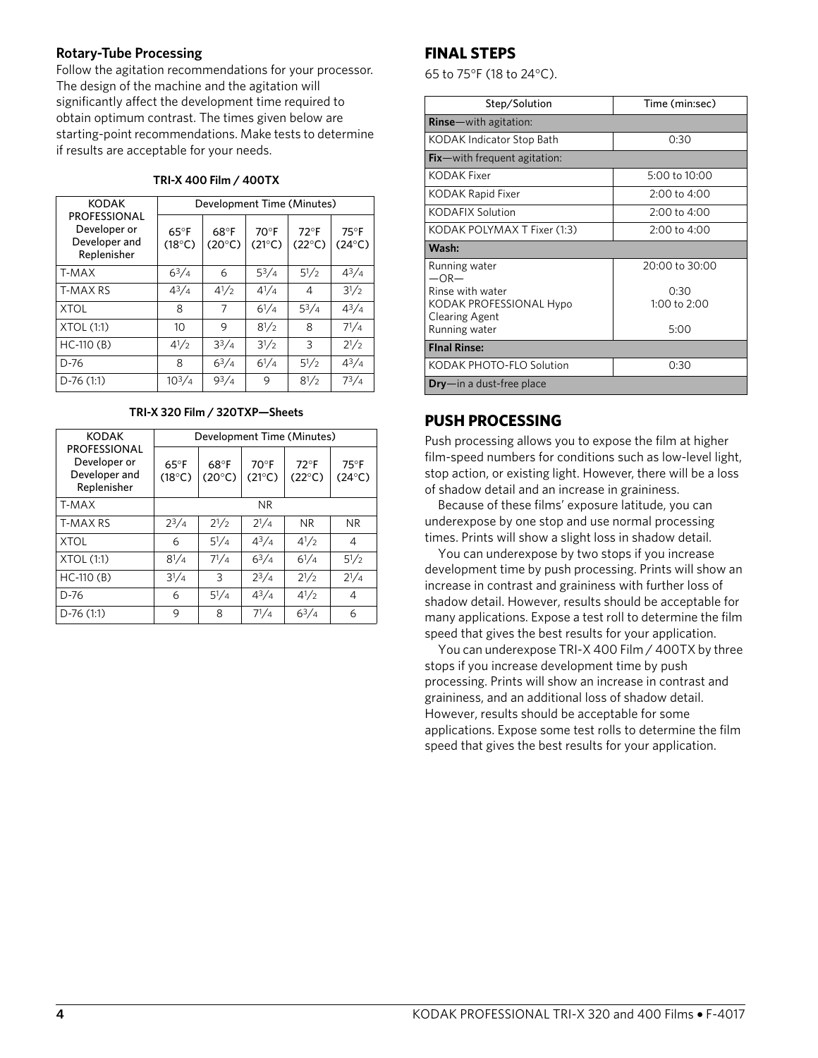### Rotary-Tube Processing

Follow the agitation recommendations for your processor. The design of the machine and the agitation will significantly affect the development time required to obtain optimum contrast. The times given below are starting-point recommendations. Make tests to determine if results are acceptable for your needs.

**TRI-X 400 Film / 400TX**

| KODAK PROFESSIONAL Developer or Developer and Replenisher | Development Time (Minutes) | | | | |
|---|---|---|---|---|---|
| | 65°F (18°C) | 68°F (20°C) | 70°F (21°C) | 72°F (22°C) | 75°F (24°C) |
| T-MAX | 6 3/4 | 6 | 5 3/4 | 5 1/2 | 4 3/4 |
| T-MAX RS | 4 3/4 | 4 1/2 | 4 1/4 | 4 | 3 1/2 |
| XTOL | 8 | 7 | 6 1/4 | 5 3/4 | 4 3/4 |
| XTOL (1:1) | 10 | 9 | 8 1/2 | 8 | 7 1/4 |
| HC-110 (B) | 4 1/2 | 3 3/4 | 3 1/2 | 3 | 2 1/2 |
| D-76 | 8 | 6 3/4 | 6 1/4 | 5 1/2 | 4 3/4 |
| D-76 (1:1) | 10 3/4 | 9 3/4 | 9 | 8 1/2 | 7 3/4 |

**TRI-X 320 Film / 320TXP—Sheets**

| KODAK PROFESSIONAL Developer or Developer and Replenisher | Development Time (Minutes) | | | | |
|---|---|---|---|---|---|
| | 65°F (18°C) | 68°F (20°C) | 70°F (21°C) | 72°F (22°C) | 75°F (24°C) |
| T-MAX | NR | | | | |
| T-MAX RS | 2 3/4 | 2 1/2 | 2 1/4 | NR | NR |
| XTOL | 6 | 5 1/4 | 4 3/4 | 4 1/2 | 4 |
| XTOL (1:1) | 8 1/4 | 7 1/4 | 6 3/4 | 6 1/4 | 5 1/2 |
| HC-110 (B) | 3 1/4 | 3 | 2 3/4 | 2 1/2 | 2 1/4 |
| D-76 | 6 | 5 1/4 | 4 3/4 | 4 1/2 | 4 |
| D-76 (1:1) | 9 | 8 | 7 1/4 | 6 3/4 | 6 |

## FINAL STEPS

65 to 75°F (18 to 24°C).

| Step/Solution | Time (min:sec) |
|---|---|
| **Rinse**—with agitation: | |
| KODAK Indicator Stop Bath | 0:30 |
| **Fix**—with frequent agitation: | |
| KODAK Fixer | 5:00 to 10:00 |
| KODAK Rapid Fixer | 2:00 to 4:00 |
| KODAFIX Solution | 2:00 to 4:00 |
| KODAK POLYMAX T Fixer (1:3) | 2:00 to 4:00 |
| **Wash:** | |
| Running water —OR— | 20:00 to 30:00 |
| Rinse with water | 0:30 |
| KODAK PROFESSIONAL Hypo Clearing Agent | 1:00 to 2:00 |
| Running water | 5:00 |
| **Final Rinse:** | |
| KODAK PHOTO-FLO Solution | 0:30 |
| **Dry**—in a dust-free place | |

## PUSH PROCESSING

Push processing allows you to expose the film at higher film-speed numbers for conditions such as low-level light, stop action, or existing light. However, there will be a loss of shadow detail and an increase in graininess.

Because of these films' exposure latitude, you can underexpose by one stop and use normal processing times. Prints will show a slight loss in shadow detail.

You can underexpose by two stops if you increase development time by push processing. Prints will show an increase in contrast and graininess with further loss of shadow detail. However, results should be acceptable for many applications. Expose a test roll to determine the film speed that gives the best results for your application.

You can underexpose TRI-X 400 Film / 400TX by three stops if you increase development time by push processing. Prints will show an increase in contrast and graininess, and an additional loss of shadow detail. However, results should be acceptable for some applications. Expose some test rolls to determine the film speed that gives the best results for your application.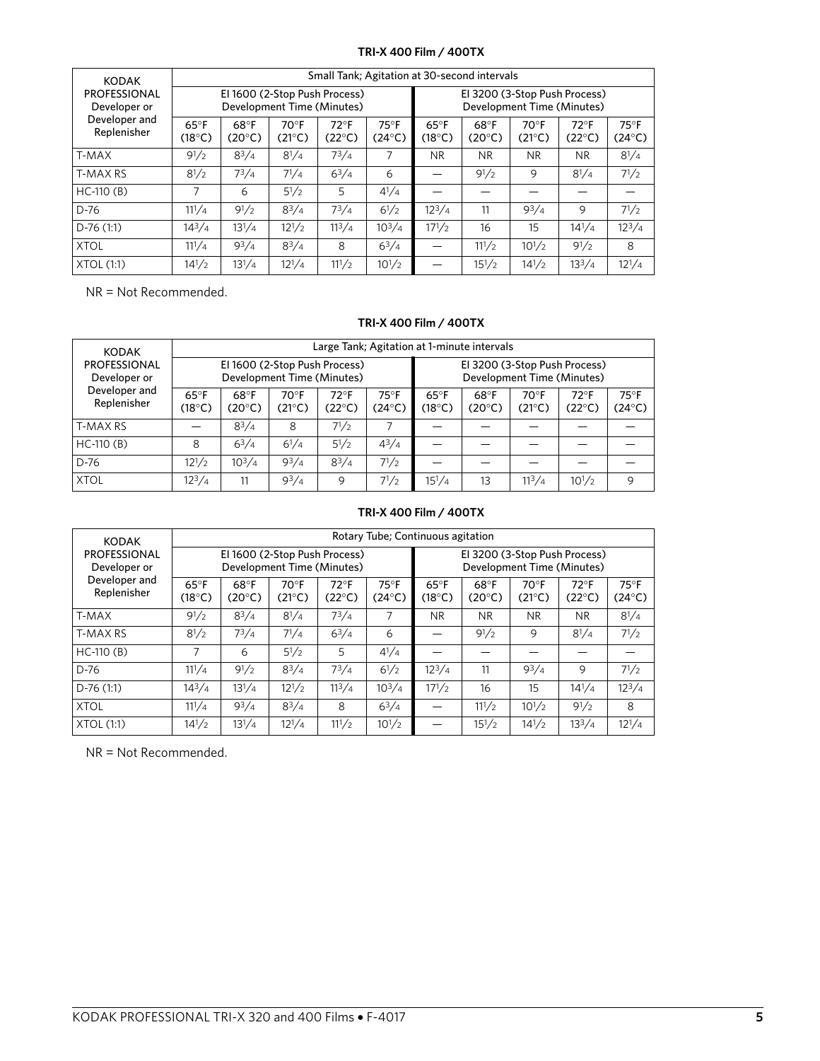**TRI-X 400 Film / 400TX**

| KODAK PROFESSIONAL Developer or Developer and Replenisher | Small Tank; Agitation at 30-second intervals | | | | | | | | | |
|---|---|---|---|---|---|---|---|---|---|---|
| | EI 1600 (2-Stop Push Process) Development Time (Minutes) | | | | | EI 3200 (3-Stop Push Process) Development Time (Minutes) | | | | |
| | 65°F (18°C) | 68°F (20°C) | 70°F (21°C) | 72°F (22°C) | 75°F (24°C) | 65°F (18°C) | 68°F (20°C) | 70°F (21°C) | 72°F (22°C) | 75°F (24°C) |
| T-MAX | 9 1/2 | 8 3/4 | 8 1/4 | 7 3/4 | 7 | NR | NR | NR | NR | 8 1/4 |
| T-MAX RS | 8 1/2 | 7 3/4 | 7 1/4 | 6 3/4 | 6 | — | 9 1/2 | 9 | 8 1/4 | 7 1/2 |
| HC-110 (B) | 7 | 6 | 5 1/2 | 5 | 4 1/4 | — | — | — | — | — |
| D-76 | 11 1/4 | 9 1/2 | 8 3/4 | 7 3/4 | 6 1/2 | 12 3/4 | 11 | 9 3/4 | 9 | 7 1/2 |
| D-76 (1:1) | 14 3/4 | 13 1/4 | 12 1/2 | 11 3/4 | 10 3/4 | 17 1/2 | 16 | 15 | 14 1/4 | 12 3/4 |
| XTOL | 11 1/4 | 9 3/4 | 8 3/4 | 8 | 6 3/4 | — | 11 1/2 | 10 1/2 | 9 1/2 | 8 |
| XTOL (1:1) | 14 1/2 | 13 1/4 | 12 1/4 | 11 1/2 | 10 1/2 | — | 15 1/2 | 14 1/2 | 13 3/4 | 12 1/4 |

NR = Not Recommended.

**TRI-X 400 Film / 400TX**

| KODAK PROFESSIONAL Developer or Developer and Replenisher | Large Tank; Agitation at 1-minute intervals | | | | | | | | | |
|---|---|---|---|---|---|---|---|---|---|---|
| | EI 1600 (2-Stop Push Process) Development Time (Minutes) | | | | | EI 3200 (3-Stop Push Process) Development Time (Minutes) | | | | |
| | 65°F (18°C) | 68°F (20°C) | 70°F (21°C) | 72°F (22°C) | 75°F (24°C) | 65°F (18°C) | 68°F (20°C) | 70°F (21°C) | 72°F (22°C) | 75°F (24°C) |
| T-MAX RS | — | 8 3/4 | 8 | 7 1/2 | 7 | — | — | — | — | — |
| HC-110 (B) | 8 | 6 3/4 | 6 1/4 | 5 1/2 | 4 3/4 | — | — | — | — | — |
| D-76 | 12 1/2 | 10 3/4 | 9 3/4 | 8 3/4 | 7 1/2 | — | — | — | — | — |
| XTOL | 12 3/4 | 11 | 9 3/4 | 9 | 7 1/2 | 15 1/4 | 13 | 11 3/4 | 10 1/2 | 9 |

**TRI-X 400 Film / 400TX**

| KODAK PROFESSIONAL Developer or Developer and Replenisher | Rotary Tube; Continuous agitation | | | | | | | | | |
|---|---|---|---|---|---|---|---|---|---|---|
| | EI 1600 (2-Stop Push Process) Development Time (Minutes) | | | | | EI 3200 (3-Stop Push Process) Development Time (Minutes) | | | | |
| | 65°F (18°C) | 68°F (20°C) | 70°F (21°C) | 72°F (22°C) | 75°F (24°C) | 65°F (18°C) | 68°F (20°C) | 70°F (21°C) | 72°F (22°C) | 75°F (24°C) |
| T-MAX | 9 1/2 | 8 3/4 | 8 1/4 | 7 3/4 | 7 | NR | NR | NR | NR | 8 1/4 |
| T-MAX RS | 8 1/2 | 7 3/4 | 7 1/4 | 6 3/4 | 6 | — | 9 1/2 | 9 | 8 1/4 | 7 1/2 |
| HC-110 (B) | 7 | 6 | 5 1/2 | 5 | 4 1/4 | — | — | — | — | — |
| D-76 | 11 1/4 | 9 1/2 | 8 3/4 | 7 3/4 | 6 1/2 | 12 3/4 | 11 | 9 3/4 | 9 | 7 1/2 |
| D-76 (1:1) | 14 3/4 | 13 1/4 | 12 1/2 | 11 3/4 | 10 3/4 | 17 1/2 | 16 | 15 | 14 1/4 | 12 3/4 |
| XTOL | 11 1/4 | 9 3/4 | 8 3/4 | 8 | 6 3/4 | — | 11 1/2 | 10 1/2 | 9 1/2 | 8 |
| XTOL (1:1) | 14 1/2 | 13 1/4 | 12 1/4 | 11 1/2 | 10 1/2 | — | 15 1/2 | 14 1/2 | 13 3/4 | 12 1/4 |

NR = Not Recommended.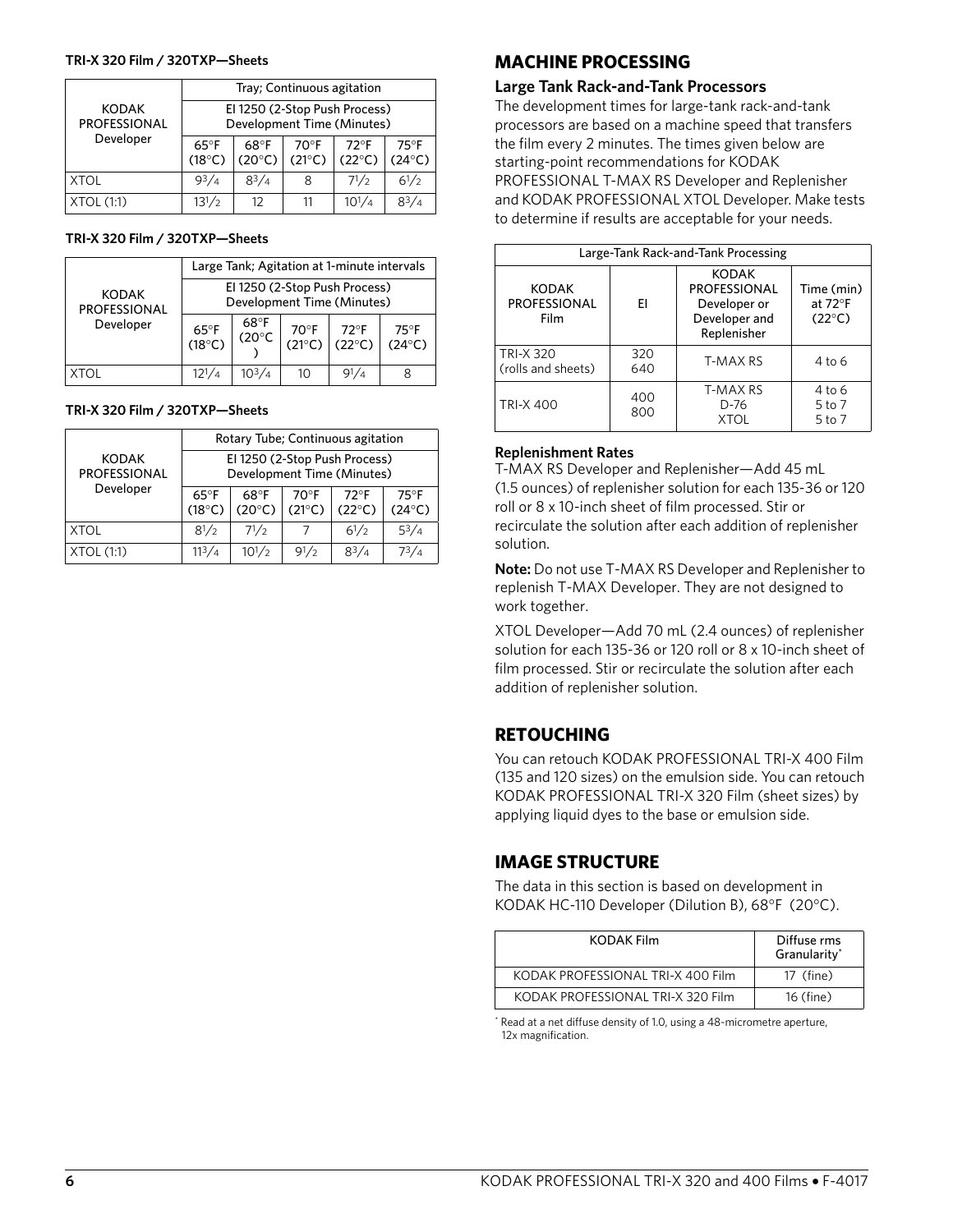**TRI-X 320 Film / 320TXP—Sheets**

| KODAK PROFESSIONAL Developer | Tray; Continuous agitation | | | | |
|---|---|---|---|---|---|
| | EI 1250 (2-Stop Push Process) Development Time (Minutes) | | | | |
| | 65°F (18°C) | 68°F (20°C) | 70°F (21°C) | 72°F (22°C) | 75°F (24°C) |
| XTOL | 9 3/4 | 8 3/4 | 8 | 7 1/2 | 6 1/2 |
| XTOL (1:1) | 13 1/2 | 12 | 11 | 10 1/4 | 8 3/4 |

**TRI-X 320 Film / 320TXP—Sheets**

| KODAK PROFESSIONAL Developer | Large Tank; Agitation at 1-minute intervals | | | | |
|---|---|---|---|---|---|
| | EI 1250 (2-Stop Push Process) Development Time (Minutes) | | | | |
| | 65°F (18°C) | 68°F (20°C) | 70°F (21°C) | 72°F (22°C) | 75°F (24°C) |
| XTOL | 12 1/4 | 10 3/4 | 10 | 9 1/4 | 8 |

**TRI-X 320 Film / 320TXP—Sheets**

| KODAK PROFESSIONAL Developer | Rotary Tube; Continuous agitation | | | | |
|---|---|---|---|---|---|
| | EI 1250 (2-Stop Push Process) Development Time (Minutes) | | | | |
| | 65°F (18°C) | 68°F (20°C) | 70°F (21°C) | 72°F (22°C) | 75°F (24°C) |
| XTOL | 8 1/2 | 7 1/2 | 7 | 6 1/2 | 5 3/4 |
| XTOL (1:1) | 11 3/4 | 10 1/2 | 9 1/2 | 8 3/4 | 7 3/4 |

## MACHINE PROCESSING

### Large Tank Rack-and-Tank Processors

The development times for large-tank rack-and-tank processors are based on a machine speed that transfers the film every 2 minutes. The times given below are starting-point recommendations for KODAK PROFESSIONAL T-MAX RS Developer and Replenisher and KODAK PROFESSIONAL XTOL Developer. Make tests to determine if results are acceptable for your needs.

| Large-Tank Rack-and-Tank Processing | | | |
|---|---|---|---|
| KODAK PROFESSIONAL Film | EI | KODAK PROFESSIONAL Developer or Developer and Replenisher | Time (min) at 72°F (22°C) |
| TRI-X 320 (rolls and sheets) | 320<br>640 | T-MAX RS | 4 to 6 |
| TRI-X 400 | 400<br>800 | T-MAX RS<br>D-76<br>XTOL | 4 to 6<br>5 to 7<br>5 to 7 |

#### Replenishment Rates

T-MAX RS Developer and Replenisher—Add 45 mL (1.5 ounces) of replenisher solution for each 135-36 or 120 roll or 8 x 10-inch sheet of film processed. Stir or recirculate the solution after each addition of replenisher solution.

**Note:** Do not use T-MAX RS Developer and Replenisher to replenish T-MAX Developer. They are not designed to work together.

XTOL Developer—Add 70 mL (2.4 ounces) of replenisher solution for each 135-36 or 120 roll or 8 x 10-inch sheet of film processed. Stir or recirculate the solution after each addition of replenisher solution.

## RETOUCHING

You can retouch KODAK PROFESSIONAL TRI-X 400 Film (135 and 120 sizes) on the emulsion side. You can retouch KODAK PROFESSIONAL TRI-X 320 Film (sheet sizes) by applying liquid dyes to the base or emulsion side.

## IMAGE STRUCTURE

The data in this section is based on development in KODAK HC-110 Developer (Dilution B), 68°F (20°C).

| KODAK Film | Diffuse rms Granularity* |
|---|---|
| KODAK PROFESSIONAL TRI-X 400 Film | 17 (fine) |
| KODAK PROFESSIONAL TRI-X 320 Film | 16 (fine) |

* Read at a net diffuse density of 1.0, using a 48-micrometre aperture, 12x magnification.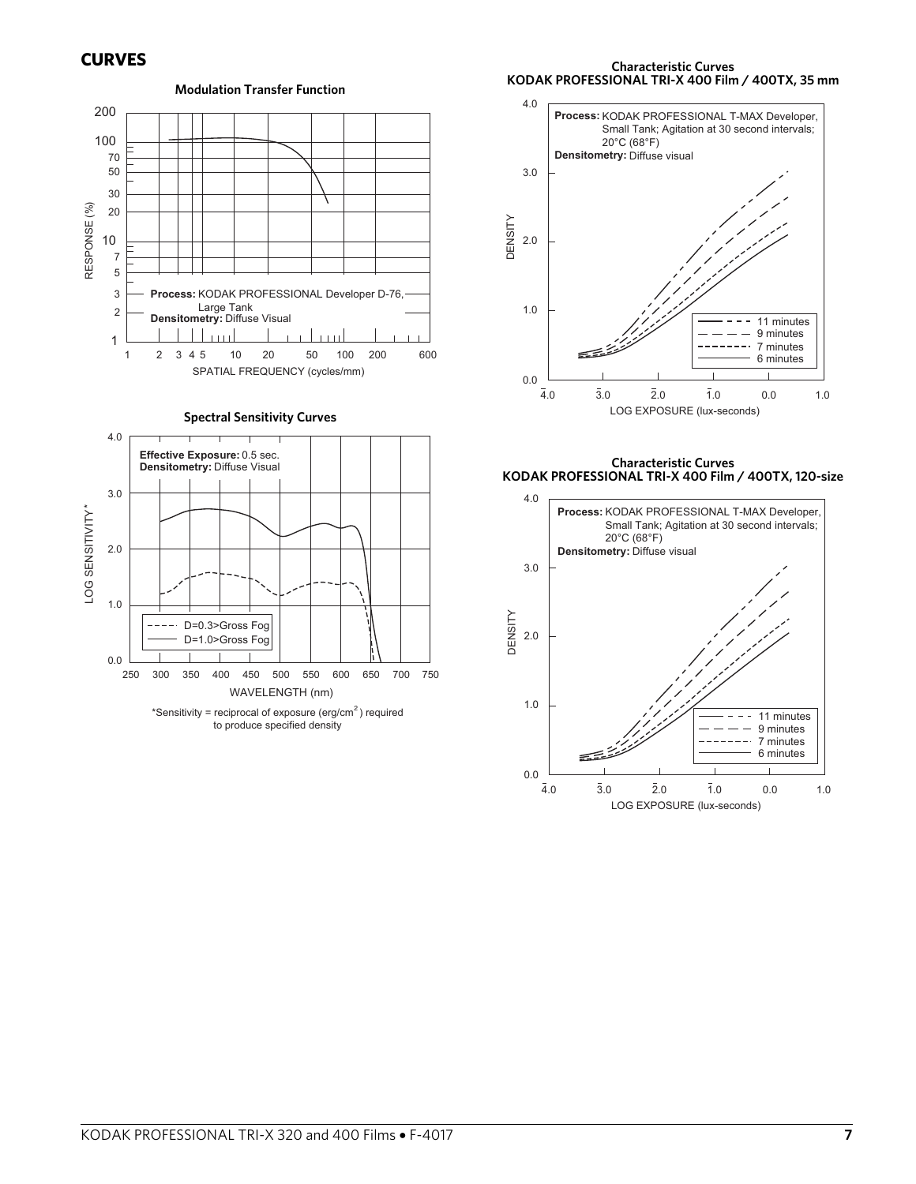## CURVES

**Modulation Transfer Function**

Process: KODAK PROFESSIONAL Developer D-76, Large Tank
Densitometry: Diffuse Visual

RESPONSE (%)
SPATIAL FREQUENCY (cycles/mm)

**Spectral Sensitivity Curves**

Effective Exposure: 0.5 sec.
Densitometry: Diffuse Visual

D=0.3>Gross Fog
D=1.0>Gross Fog

LOG SENSITIVITY*
WAVELENGTH (nm)

*Sensitivity = reciprocal of exposure ($erg/cm^2$) required to produce specified density

**Characteristic Curves**
**KODAK PROFESSIONAL TRI-X 400 Film / 400TX, 35 mm**

Process: KODAK PROFESSIONAL T-MAX Developer, Small Tank; Agitation at 30 second intervals; 20°C (68°F)
Densitometry: Diffuse visual

11 minutes
9 minutes
7 minutes
6 minutes

DENSITY
LOG EXPOSURE (lux-seconds)

**Characteristic Curves**
**KODAK PROFESSIONAL TRI-X 400 Film / 400TX, 120-size**

Process: KODAK PROFESSIONAL T-MAX Developer, Small Tank; Agitation at 30 second intervals; 20°C (68°F)
Densitometry: Diffuse visual

11 minutes
9 minutes
7 minutes
6 minutes

DENSITY
LOG EXPOSURE (lux-seconds)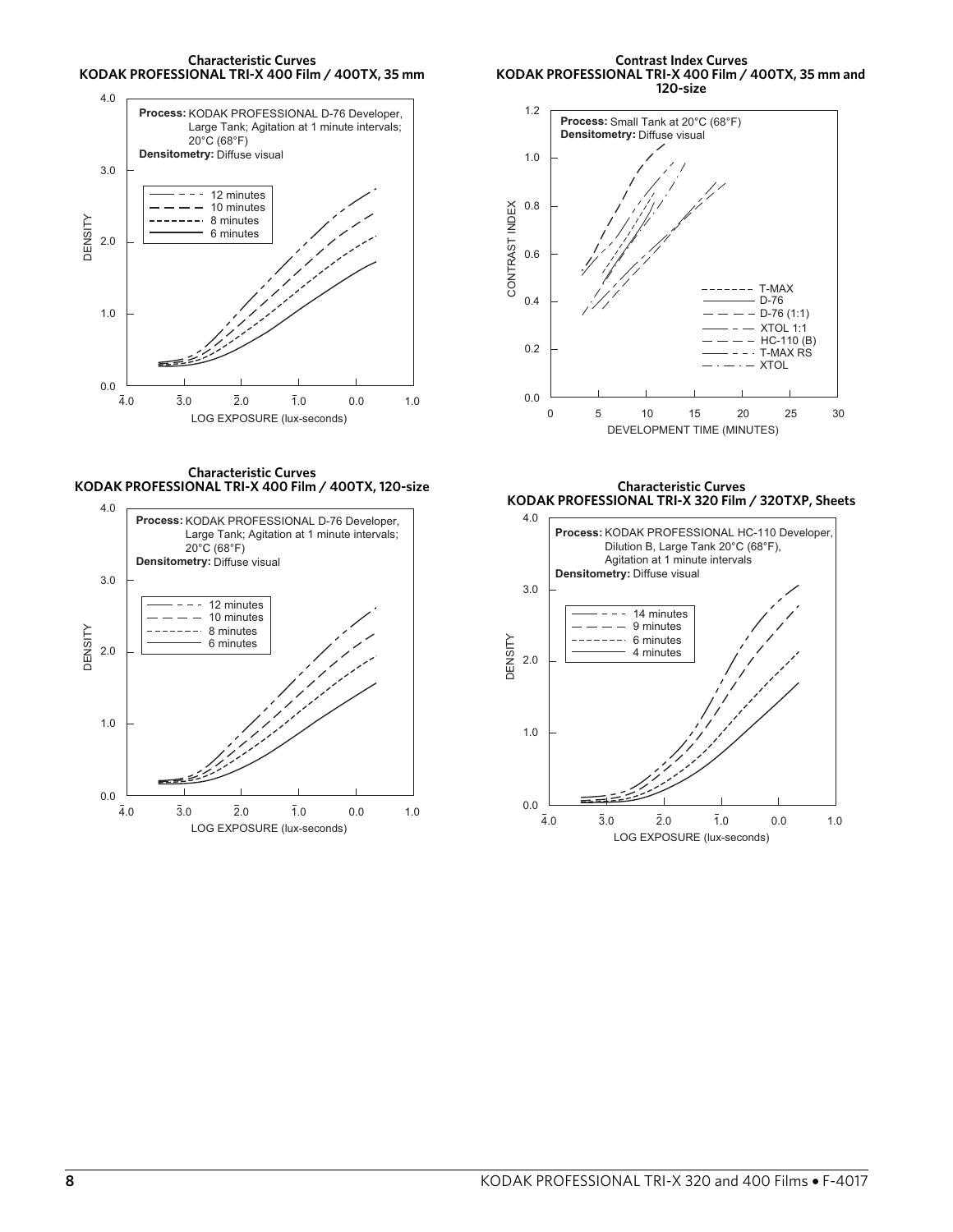**Characteristic Curves**
**KODAK PROFESSIONAL TRI-X 400 Film / 400TX, 35 mm**

**Process:** KODAK PROFESSIONAL D-76 Developer, Large Tank; Agitation at 1 minute intervals; 20°C (68°F)
**Densitometry:** Diffuse visual

- 12 minutes
- 10 minutes
- 8 minutes
- 6 minutes

DENSITY

LOG EXPOSURE (lux-seconds)

**Contrast Index Curves**
**KODAK PROFESSIONAL TRI-X 400 Film / 400TX, 35 mm and 120-size**

**Process:** Small Tank at 20°C (68°F)
**Densitometry:** Diffuse visual

- T-MAX
- D-76
- D-76 (1:1)
- XTOL 1:1
- HC-110 (B)
- T-MAX RS
- XTOL

CONTRAST INDEX

DEVELOPMENT TIME (MINUTES)

**Characteristic Curves**
**KODAK PROFESSIONAL TRI-X 400 Film / 400TX, 120-size**

**Process:** KODAK PROFESSIONAL D-76 Developer, Large Tank; Agitation at 1 minute intervals; 20°C (68°F)
**Densitometry:** Diffuse visual

- 12 minutes
- 10 minutes
- 8 minutes
- 6 minutes

DENSITY

LOG EXPOSURE (lux-seconds)

**Characteristic Curves**
**KODAK PROFESSIONAL TRI-X 320 Film / 320TXP, Sheets**

**Process:** KODAK PROFESSIONAL HC-110 Developer, Dilution B, Large Tank 20°C (68°F), Agitation at 1 minute intervals
**Densitometry:** Diffuse visual

- 14 minutes
- 9 minutes
- 6 minutes
- 4 minutes

DENSITY

LOG EXPOSURE (lux-seconds)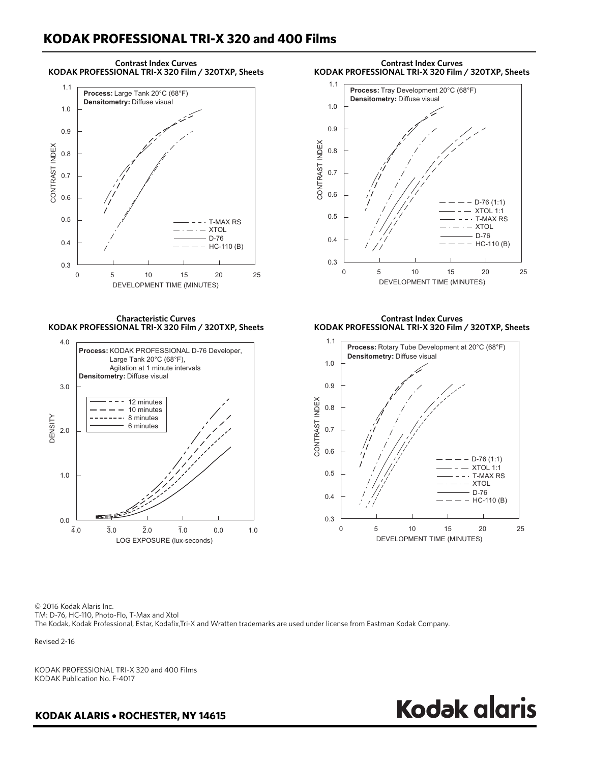# KODAK PROFESSIONAL TRI-X 320 and 400 Films

**Contrast Index Curves**
**KODAK PROFESSIONAL TRI-X 320 Film / 320TXP, Sheets**

**Process:** Large Tank 20°C (68°F)
**Densitometry:** Diffuse visual

T-MAX RS
XTOL
D-76
HC-110 (B)

CONTRAST INDEX
1.1
1.0
0.9
0.8
0.7
0.6
0.5
0.4
0.3

0 5 10 15 20 25
DEVELOPMENT TIME (MINUTES)

**Contrast Index Curves**
**KODAK PROFESSIONAL TRI-X 320 Film / 320TXP, Sheets**

**Process:** Tray Development 20°C (68°F)
**Densitometry:** Diffuse visual

D-76 (1:1)
XTOL 1:1
T-MAX RS
XTOL
D-76
HC-110 (B)

CONTRAST INDEX
1.1
1.0
0.9
0.8
0.7
0.6
0.5
0.4
0.3

0 5 10 15 20 25
DEVELOPMENT TIME (MINUTES)

**Characteristic Curves**
**KODAK PROFESSIONAL TRI-X 320 Film / 320TXP, Sheets**

**Process:** KODAK PROFESSIONAL D-76 Developer, Large Tank 20°C (68°F), Agitation at 1 minute intervals
**Densitometry:** Diffuse visual

12 minutes
10 minutes
8 minutes
6 minutes

DENSITY
4.0
3.0
2.0
1.0
0.0

$\bar{4}.0$ $\bar{3}.0$ $\bar{2}.0$ $\bar{1}.0$ 0.0 1.0
LOG EXPOSURE (lux-seconds)

**Contrast Index Curves**
**KODAK PROFESSIONAL TRI-X 320 Film / 320TXP, Sheets**

**Process:** Rotary Tube Development at 20°C (68°F)
**Densitometry:** Diffuse visual

D-76 (1:1)
XTOL 1:1
T-MAX RS
XTOL
D-76
HC-110 (B)

CONTRAST INDEX
1.1
1.0
0.9
0.8
0.7
0.6
0.5
0.4
0.3

0 5 10 15 20 25
DEVELOPMENT TIME (MINUTES)

© 2016 Kodak Alaris Inc.
TM: D-76, HC-110, Photo-Flo, T-Max and Xtol
The Kodak, Kodak Professional, Estar, Kodafix,Tri-X and Wratten trademarks are used under license from Eastman Kodak Company.

Revised 2-16

KODAK PROFESSIONAL TRI-X 320 and 400 Films
KODAK Publication No. F-4017

**KODAK ALARIS • ROCHESTER, NY 14615**

**Kodak alaris**